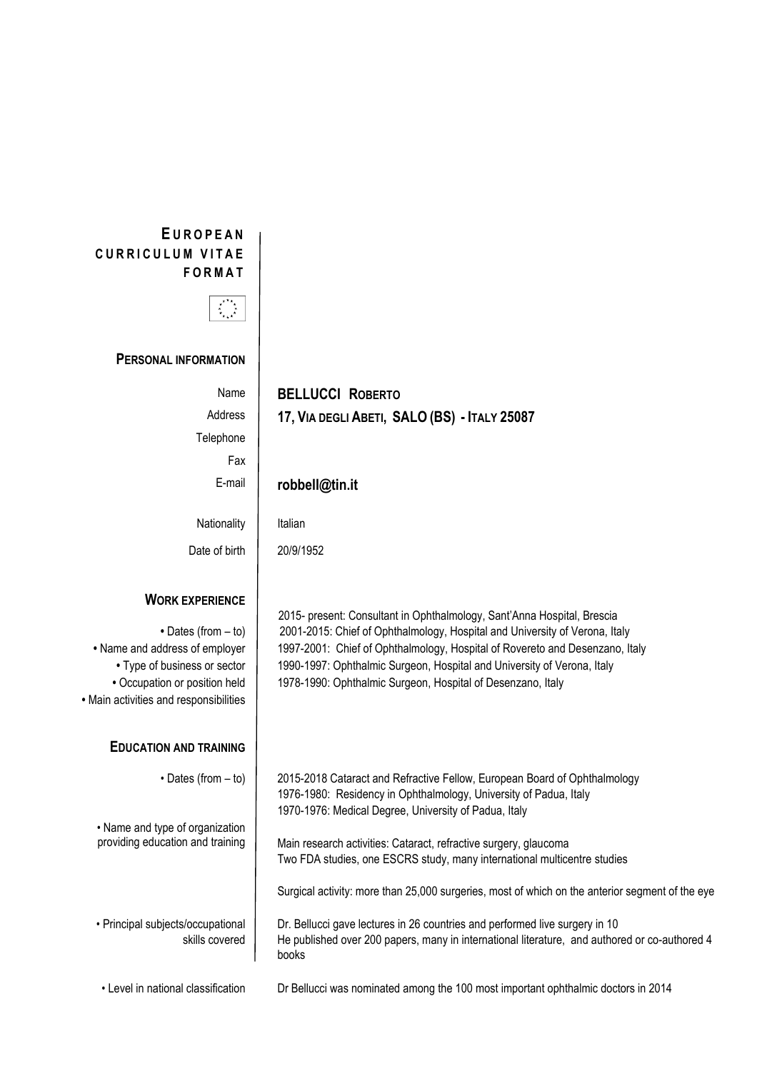# EUROPEAN CURRICULUM VITAE FORMAT

## PERSONAL INFORMATION

| | |
|---|---|
| Name | **BELLUCCI ROBERTO** |
| Address | **17, VIA DEGLI ABETI, SALO (BS) - ITALY 25087** |
| Telephone | |
| Fax | |
| E-mail | **robbell@tin.it** |
| Nationality | Italian |
| Date of birth | 20/9/1952 |

## WORK EXPERIENCE

• Dates (from – to)
• Name and address of employer
• Type of business or sector
• Occupation or position held
• Main activities and responsibilities

2015- present: Consultant in Ophthalmology, Sant'Anna Hospital, Brescia
2001-2015: Chief of Ophthalmology, Hospital and University of Verona, Italy
1997-2001: Chief of Ophthalmology, Hospital of Rovereto and Desenzano, Italy
1990-1997: Ophthalmic Surgeon, Hospital and University of Verona, Italy
1978-1990: Ophthalmic Surgeon, Hospital of Desenzano, Italy

## EDUCATION AND TRAINING

• Dates (from – to)

2015-2018 Cataract and Refractive Fellow, European Board of Ophthalmology
1976-1980: Residency in Ophthalmology, University of Padua, Italy
1970-1976: Medical Degree, University of Padua, Italy

• Name and type of organization providing education and training

Main research activities: Cataract, refractive surgery, glaucoma
Two FDA studies, one ESCRS study, many international multicentre studies

Surgical activity: more than 25,000 surgeries, most of which on the anterior segment of the eye

• Principal subjects/occupational skills covered

Dr. Bellucci gave lectures in 26 countries and performed live surgery in 10
He published over 200 papers, many in international literature, and authored or co-authored 4 books

• Level in national classification

Dr Bellucci was nominated among the 100 most important ophthalmic doctors in 2014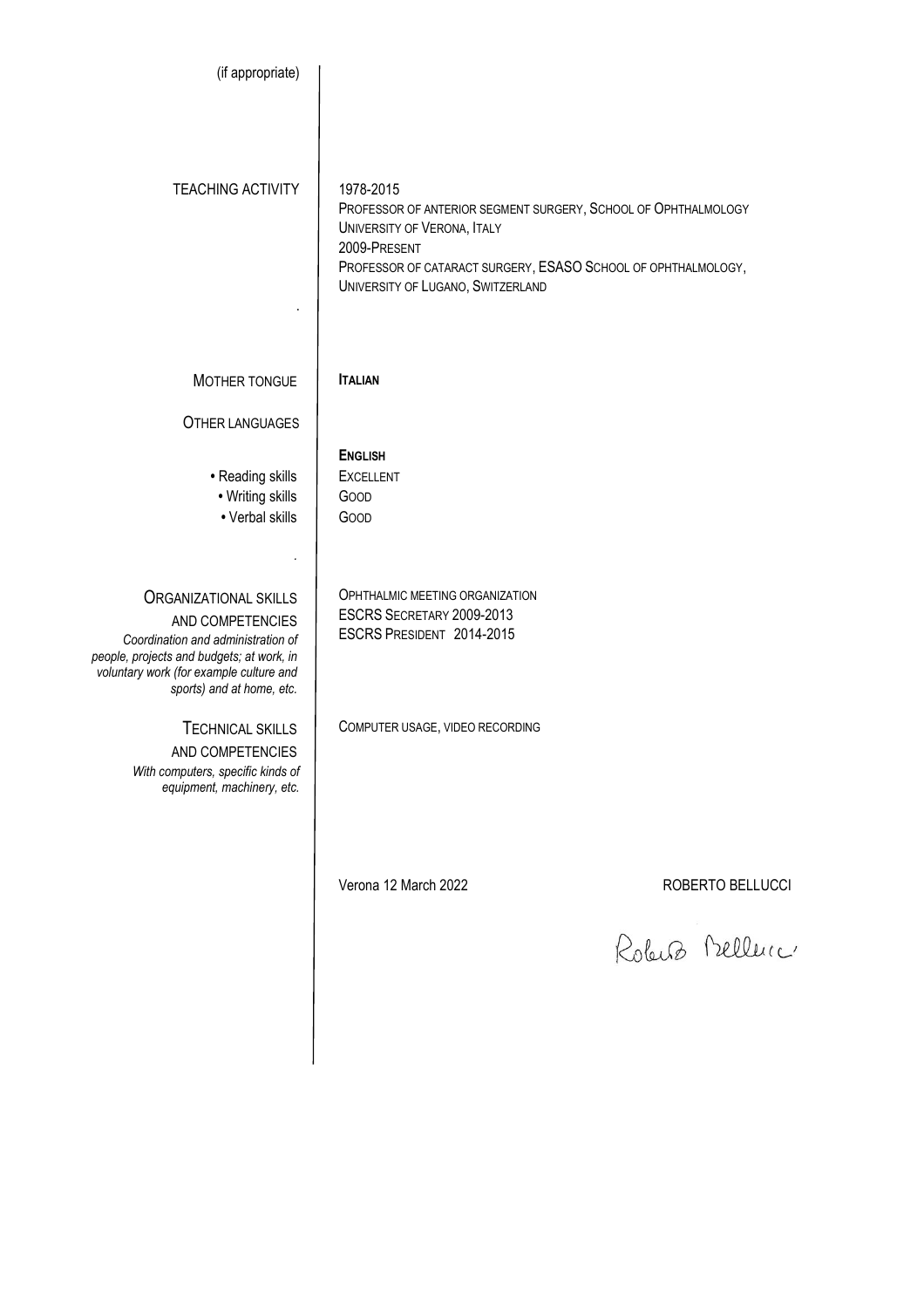(if appropriate)

**TEACHING ACTIVITY**

1978-2015
PROFESSOR OF ANTERIOR SEGMENT SURGERY, SCHOOL OF OPHTHALMOLOGY
UNIVERSITY OF VERONA, ITALY
2009-PRESENT
PROFESSOR OF CATARACT SURGERY, ESASO SCHOOL OF OPHTHALMOLOGY,
UNIVERSITY OF LUGANO, SWITZERLAND

**MOTHER TONGUE**

**ITALIAN**

**OTHER LANGUAGES**

**ENGLISH**

- Reading skills: EXCELLENT
- Writing skills: GOOD
- Verbal skills: GOOD

**ORGANIZATIONAL SKILLS AND COMPETENCIES**
*Coordination and administration of people, projects and budgets; at work, in voluntary work (for example culture and sports) and at home, etc.*

OPHTHALMIC MEETING ORGANIZATION
ESCRS SECRETARY 2009-2013
ESCRS PRESIDENT 2014-2015

**TECHNICAL SKILLS AND COMPETENCIES**
*With computers, specific kinds of equipment, machinery, etc.*

COMPUTER USAGE, VIDEO RECORDING

Verona 12 March 2022

ROBERTO BELLUCCI

Roberto Bellucci